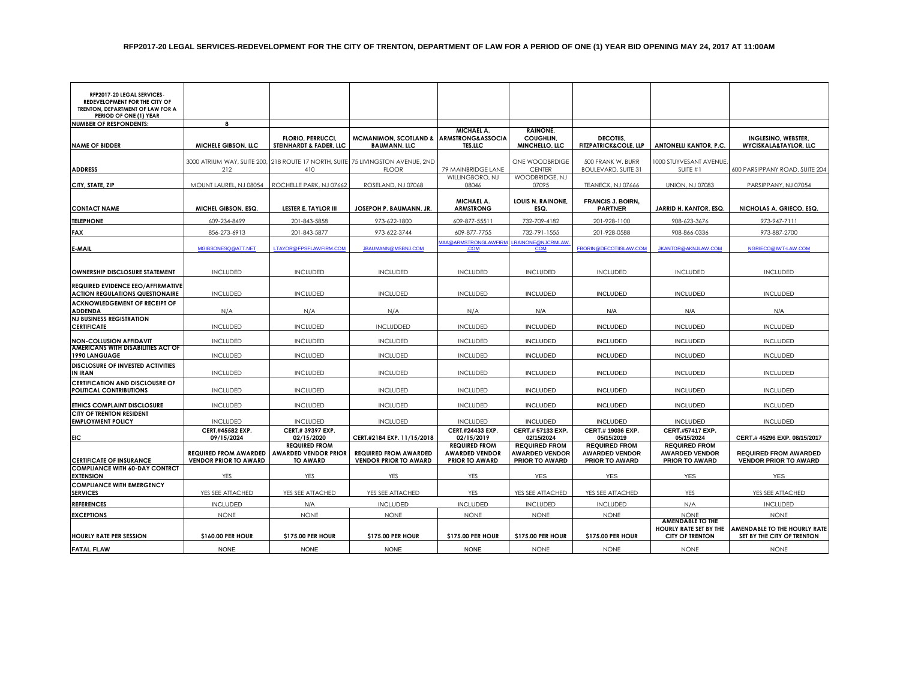# RFP2017-20 LEGAL SERVICES-REDEVELOPMENT FOR THE CITY OF TRENTON, DEPARTMENT OF LAW FOR A PERIOD OF ONE (1) YEAR BID OPENING MAY 24, 2017 AT 11:00AM

| RFP2017-20 LEGAL SERVICES-REDEVELOPMENT FOR THE CITY OF TRENTON, DEPARTMENT OF LAW FOR A PERIOD OF ONE (1) YEAR | | | | | | | | |
|---|---|---|---|---|---|---|---|---|
| NUMBER OF RESPONDENTS: | 8 | | | | | | | |
| NAME OF BIDDER | MICHELE GIBSON, LLC | FLORIO, PERRUCCI, STEINHARDT & FADER, LLC | MCMANIMON, SCOTLAND & BAUMANN, LLC | MICHAEL A. ARMSTRONG&ASSOCIATES,LLC | RAINONE, COUGHLIN, MINCHELLO, LLC | DECOTIIS, FITZPATRICK&COLE, LLP | ANTONELLI KANTOR, P.C. | INGLESINO, WEBSTER, WYCISKALA&TAYLOR, LLC |
| ADDRESS | 3000 ATRIUM WAY, SUITE 200, 212 | 218 ROUTE 17 NORTH, SUITE 410 | 75 LIVINGSTON AVENUE, 2ND FLOOR | 79 MAINBRIDGE LANE | ONE WOODBRDIGE CENTER | 500 FRANK W. BURR BOULEVARD, SUITE 31 | 1000 STUYVESANT AVENUE, SUITE #1 | 600 PARSIPPANY ROAD, SUITE 204 |
| CITY, STATE, ZIP | MOUNT LAUREL, NJ 08054 | ROCHELLE PARK, NJ 07662 | ROSELAND, NJ 07068 | WILLINGBORO, NJ 08046 | WOODBRIDGE, NJ 07095 | TEANECK, NJ 07666 | UNION, NJ 07083 | PARSIPPANY, NJ 07054 |
| CONTACT NAME | MICHEL GIBSON, ESQ. | LESTER E. TAYLOR III | JOSEPOH P. BAUMANN, JR. | MICHAEL A. ARMSTRONG | LOUIS N. RAINONE, ESQ. | FRANCIS J. BOIRN, PARTNER | JARRID H. KANTOR, ESQ. | NICHOLAS A. GRIECO, ESQ. |
| TELEPHONE | 609-234-8499 | 201-843-5858 | 973-622-1800 | 609-877-55511 | 732-709-4182 | 201-928-1100 | 908-623-3676 | 973-947-7111 |
| FAX | 856-273-6913 | 201-843-5877 | 973-622-3744 | 609-877-7755 | 732-791-1555 | 201-928-0588 | 908-866-0336 | 973-887-2700 |
| E-MAIL | MGIBSONESQ@ATT.NET | LTAYOR@FPSFLAWFIRM.COM | JBAUMANN@MSBNJ.COM | MAA@ARMSTRONGLAWFIRM.COM | LRAINONE@NJCRMLAW.COM | FBORIN@DECOTIISLAW.COM | JKANTOR@AKNJLAW.COM | NGRIECO@IWT-LAW.COM |
| OWNERSHIP DISCLOSURE STATEMENT | INCLUDED | INCLUDED | INCLUDED | INCLUDED | INCLUDED | INCLUDED | INCLUDED | INCLUDED |
| REQUIRED EVIDENCE EEO/AFFIRMATIVE ACTION REGULATIONS QUESTIONAIRE | INCLUDED | INCLUDED | INCLUDED | INCLUDED | INCLUDED | INCLUDED | INCLUDED | INCLUDED |
| ACKNOWLEDGEMENT OF RECEIPT OF ADDENDA | N/A | N/A | N/A | N/A | N/A | N/A | N/A | N/A |
| NJ BUSINESS REGISTRATION CERTIFICATE | INCLUDED | INCLUDED | INCLUDDED | INCLUDED | INCLUDED | INCLUDED | INCLUDED | INCLUDED |
| NON-COLLUSION AFFIDAVIT | INCLUDED | INCLUDED | INCLUDED | INCLUDED | INCLUDED | INCLUDED | INCLUDED | INCLUDED |
| AMERICANS WITH DISABILITIES ACT OF 1990 LANGUAGE | INCLUDED | INCLUDED | INCLUDED | INCLUDED | INCLUDED | INCLUDED | INCLUDED | INCLUDED |
| DISCLOSURE OF INVESTED ACTIVITIES IN IRAN | INCLUDED | INCLUDED | INCLUDED | INCLUDED | INCLUDED | INCLUDED | INCLUDED | INCLUDED |
| CERTIFICATION AND DISCLOUSRE OF POLITICAL CONTRIBUTIONS | INCLUDED | INCLUDED | INCLUDED | INCLUDED | INCLUDED | INCLUDED | INCLUDED | INCLUDED |
| ETHICS COMPLAINT DISCLOSURE | INCLUDED | INCLUDED | INCLUDED | INCLUDED | INCLUDED | INCLUDED | INCLUDED | INCLUDED |
| CITY OF TRENTON RESIDENT EMPLOYMENT POLICY | INCLUDED | INCLUDED | INCLUDED | INCLUDED | INCLUDED | INCLUDED | INCLUDED | INCLUDED |
| EIC | CERT.#45582 EXP. 09/15/2024 | CERT.# 39397 EXP. 02/15/2020 | CERT.#2184 EXP. 11/15/2018 | CERT.#24433 EXP. 02/15/2019 | CERT.# 57133 EXP. 02/15/2024 | CERT.# 19036 EXP. 05/15/2019 | CERT.#57417 EXP. 05/15/2024 | CERT.# 45296 EXP. 08/15/2017 |
| CERTIFICATE OF INSURANCE | REQUIRED FROM AWARDED VENDOR PRIOR TO AWARD | REQUIRED FROM AWARDED VENDOR PRIOR TO AWARD | REQUIRED FROM AWARDED VENDOR PRIOR TO AWARD | REQUIRED FROM AWARDED VENDOR PRIOR TO AWARD | REQUIRED FROM AWARDED VENDOR PRIOR TO AWARD | REQUIRED FROM AWARDED VENDOR PRIOR TO AWARD | REQUIRED FROM AWARDED VENDOR PRIOR TO AWARD | REQUIRED FROM AWARDED VENDOR PRIOR TO AWARD |
| COMPLIANCE WITH 60-DAY CONTRCT EXTENSION | YES | YES | YES | YES | YES | YES | YES | YES |
| COMPLIANCE WITH EMERGENCY SERVICES | YES SEE ATTACHED | YES SEE ATTACHED | YES SEE ATTACHED | YES | YES SEE ATTACHED | YES SEE ATTACHED | YES | YES SEE ATTACHED |
| REFERENCES | INCLUDED | N/A | INCLUDED | INCLUDED | INCLUDED | INCLUDED | N/A | INCLUDED |
| EXCEPTIONS | NONE | NONE | NONE | NONE | NONE | NONE | NONE | NONE |
| HOURLY RATE PER SESSION | $160.00 PER HOUR | $175.00 PER HOUR | $175.00 PER HOUR | $175.00 PER HOUR | $175.00 PER HOUR | $175.00 PER HOUR | AMENDABLE TO THE HOURLY RATE SET BY THE CITY OF TRENTON | AMENDABLE TO THE HOURLY RATE SET BY THE CITY OF TRENTON |
| FATAL FLAW | NONE | NONE | NONE | NONE | NONE | NONE | NONE | NONE |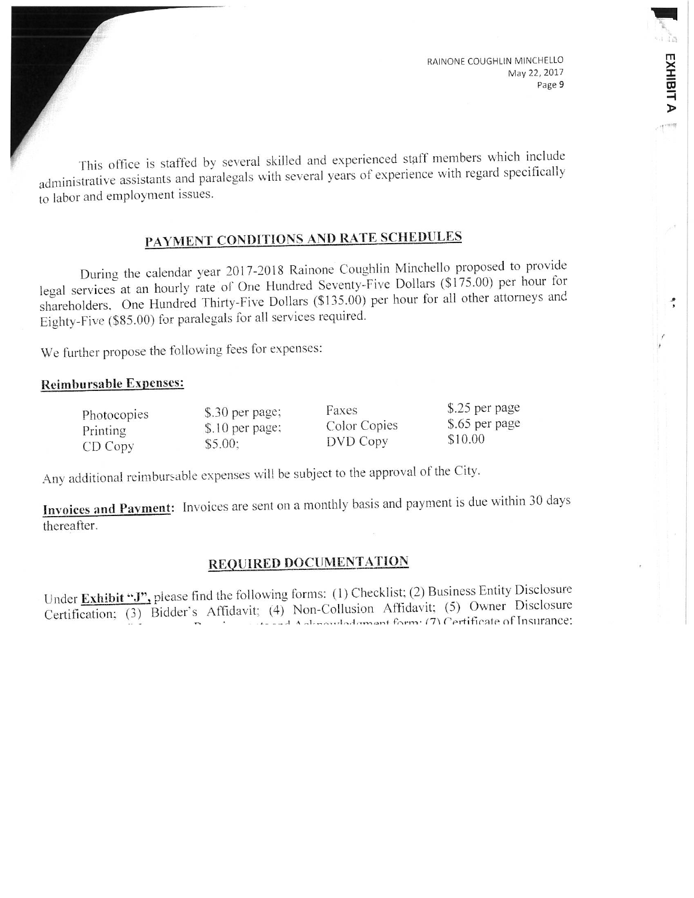This office is staffed by several skilled and experienced staff members which include administrative assistants and paralegals with several years of experience with regard specifically to labor and employment issues.

## PAYMENT CONDITIONS AND RATE SCHEDULES

During the calendar year 2017-2018 Rainone Coughlin Minchello proposed to provide legal services at an hourly rate of One Hundred Seventy-Five Dollars ($175.00) per hour for shareholders. One Hundred Thirty-Five Dollars ($135.00) per hour for all other attorneys and Eighty-Five ($85.00) for paralegals for all services required.

We further propose the following fees for expenses:

**Reimbursable Expenses:**

| | | | |
|---|---|---|---|
| Photocopies | $.30 per page; | Faxes | $.25 per page |
| Printing | $.10 per page; | Color Copies | $.65 per page |
| CD Copy | $5.00; | DVD Copy | $10.00 |

Any additional reimbursable expenses will be subject to the approval of the City.

**Invoices and Payment:** Invoices are sent on a monthly basis and payment is due within 30 days thereafter.

## REQUIRED DOCUMENTATION

Under **Exhibit "J"**, please find the following forms: (1) Checklist; (2) Business Entity Disclosure Certification; (3) Bidder's Affidavit; (4) Non-Collusion Affidavit; (5) Owner Disclosure ... Requirements and Acknowledgment form; (7) Certificate of Insurance;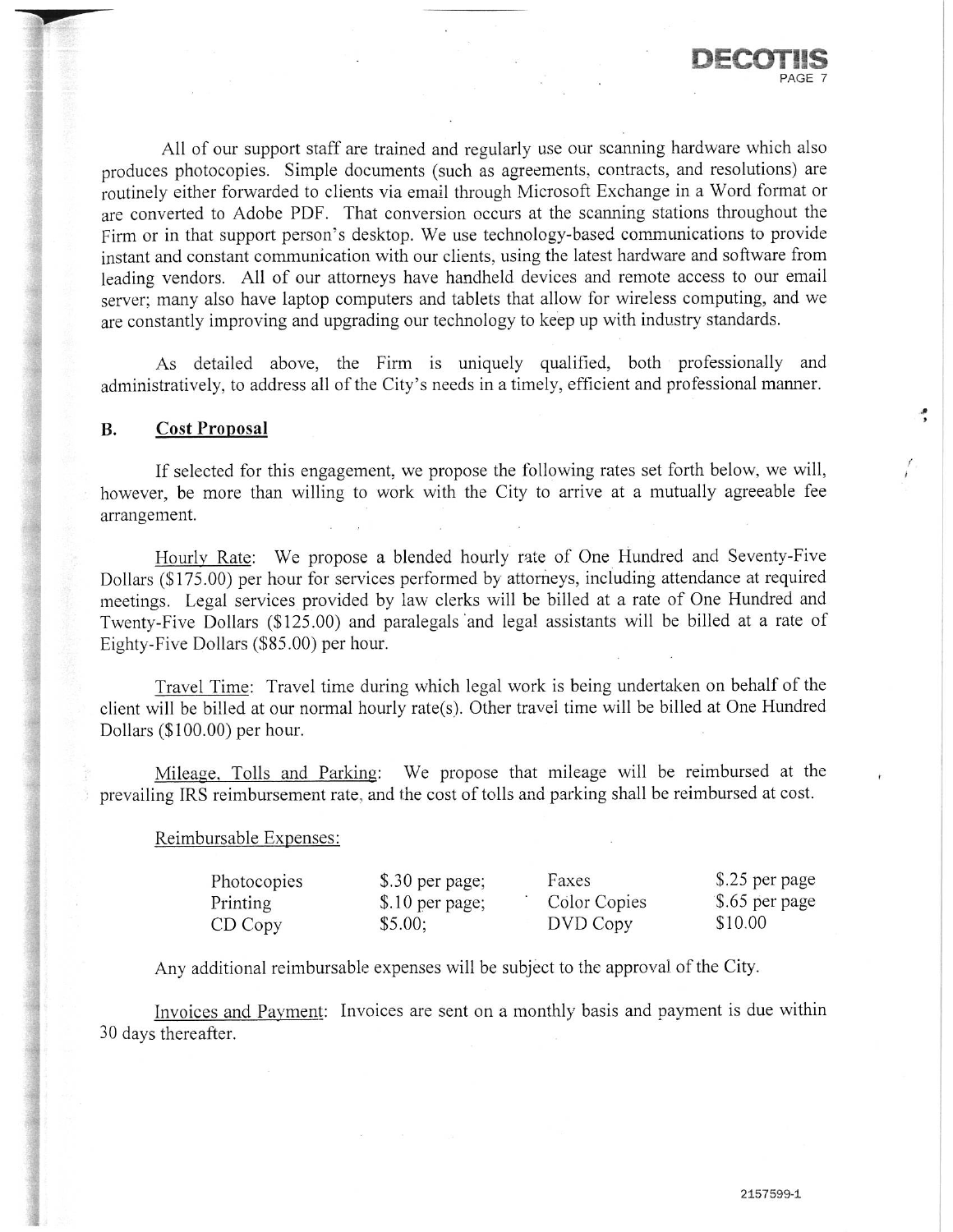All of our support staff are trained and regularly use our scanning hardware which also produces photocopies. Simple documents (such as agreements, contracts, and resolutions) are routinely either forwarded to clients via email through Microsoft Exchange in a Word format or are converted to Adobe PDF. That conversion occurs at the scanning stations throughout the Firm or in that support person's desktop. We use technology-based communications to provide instant and constant communication with our clients, using the latest hardware and software from leading vendors. All of our attorneys have handheld devices and remote access to our email server; many also have laptop computers and tablets that allow for wireless computing, and we are constantly improving and upgrading our technology to keep up with industry standards.

As detailed above, the Firm is uniquely qualified, both professionally and administratively, to address all of the City's needs in a timely, efficient and professional manner.

## B. Cost Proposal

If selected for this engagement, we propose the following rates set forth below, we will, however, be more than willing to work with the City to arrive at a mutually agreeable fee arrangement.

Hourly Rate: We propose a blended hourly rate of One Hundred and Seventy-Five Dollars ($175.00) per hour for services performed by attorneys, including attendance at required meetings. Legal services provided by law clerks will be billed at a rate of One Hundred and Twenty-Five Dollars ($125.00) and paralegals and legal assistants will be billed at a rate of Eighty-Five Dollars ($85.00) per hour.

Travel Time: Travel time during which legal work is being undertaken on behalf of the client will be billed at our normal hourly rate(s). Other travel time will be billed at One Hundred Dollars ($100.00) per hour.

Mileage, Tolls and Parking: We propose that mileage will be reimbursed at the prevailing IRS reimbursement rate, and the cost of tolls and parking shall be reimbursed at cost.

Reimbursable Expenses:

| | | | |
|---|---|---|---|
| Photocopies | $.30 per page; | Faxes | $.25 per page |
| Printing | $.10 per page; | Color Copies | $.65 per page |
| CD Copy | $5.00; | DVD Copy | $10.00 |

Any additional reimbursable expenses will be subject to the approval of the City.

Invoices and Payment: Invoices are sent on a monthly basis and payment is due within 30 days thereafter.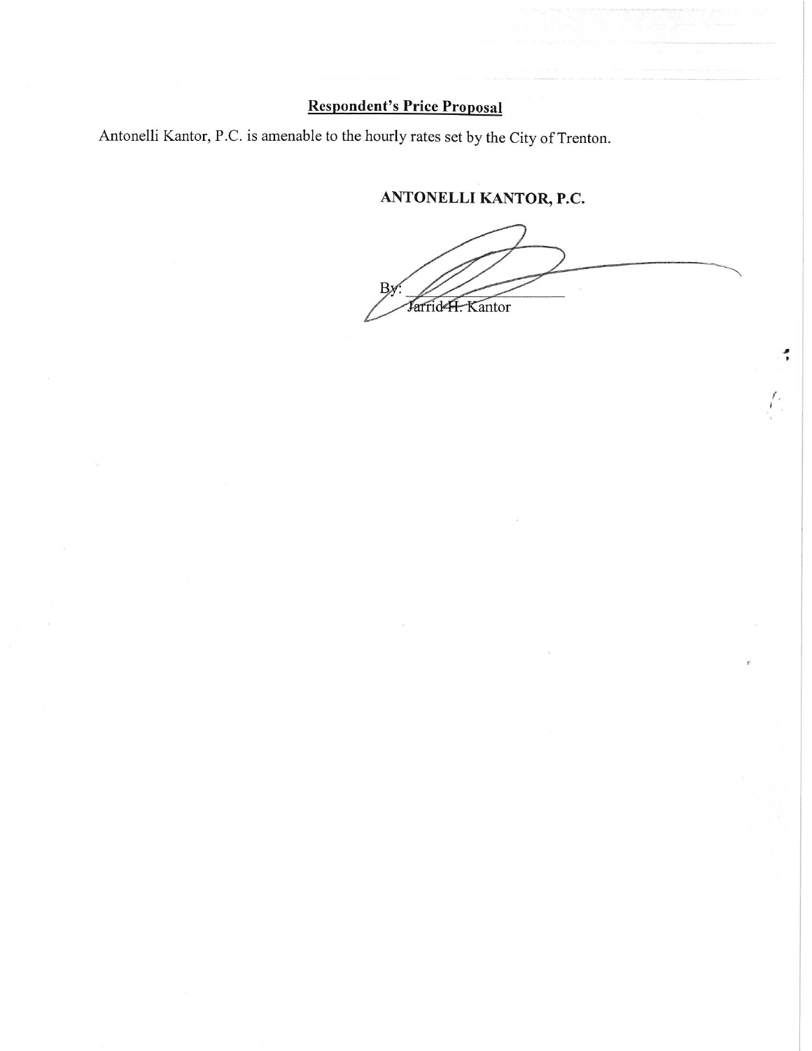**Respondent's Price Proposal**

Antonelli Kantor, P.C. is amenable to the hourly rates set by the City of Trenton.

**ANTONELLI KANTOR, P.C.**

By: ______________________
Jarrid H. Kantor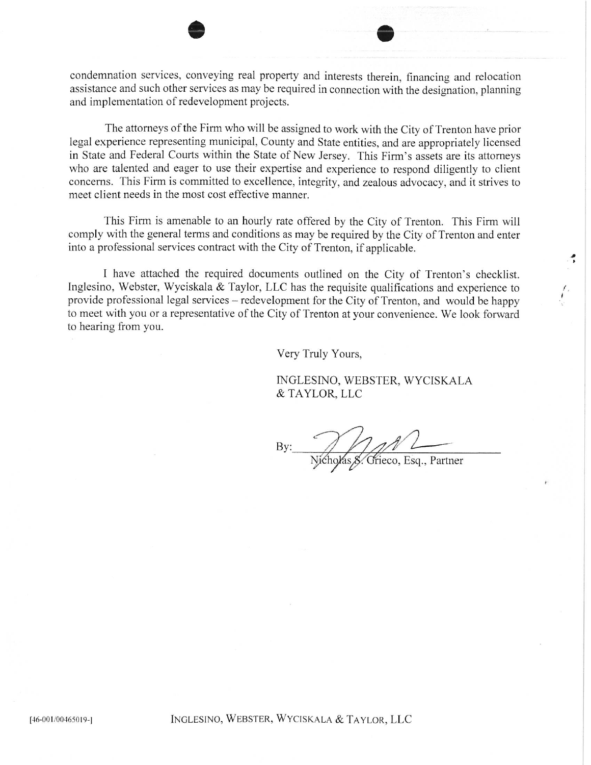condemnation services, conveying real property and interests therein, financing and relocation assistance and such other services as may be required in connection with the designation, planning and implementation of redevelopment projects.

The attorneys of the Firm who will be assigned to work with the City of Trenton have prior legal experience representing municipal, County and State entities, and are appropriately licensed in State and Federal Courts within the State of New Jersey. This Firm's assets are its attorneys who are talented and eager to use their expertise and experience to respond diligently to client concerns. This Firm is committed to excellence, integrity, and zealous advocacy, and it strives to meet client needs in the most cost effective manner.

This Firm is amenable to an hourly rate offered by the City of Trenton. This Firm will comply with the general terms and conditions as may be required by the City of Trenton and enter into a professional services contract with the City of Trenton, if applicable.

I have attached the required documents outlined on the City of Trenton's checklist. Inglesino, Webster, Wyciskala & Taylor, LLC has the requisite qualifications and experience to provide professional legal services – redevelopment for the City of Trenton, and would be happy to meet with you or a representative of the City of Trenton at your convenience. We look forward to hearing from you.

Very Truly Yours,

INGLESINO, WEBSTER, WYCISKALA & TAYLOR, LLC

By: Nicholas S. Grieco, Esq., Partner

[46-001/00465019-]